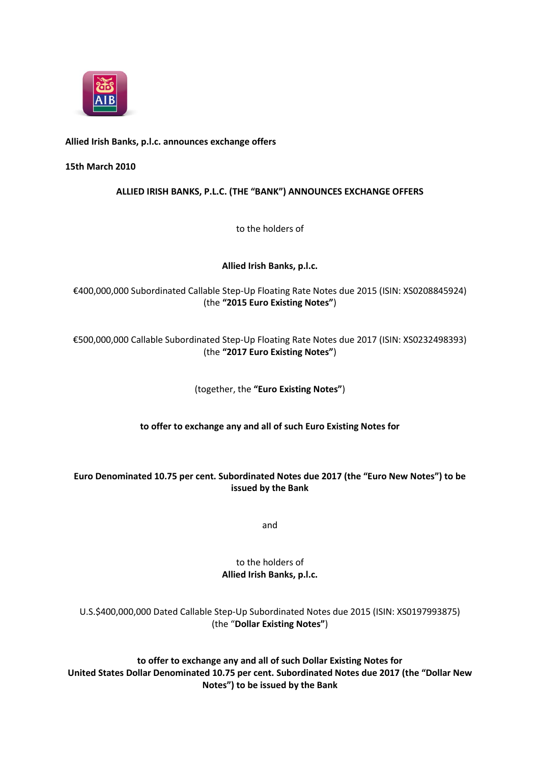**Allied Irish Banks, p.l.c. announces exchange offers**

**15th March 2010**

**ALLIED IRISH BANKS, P.L.C. (THE "BANK") ANNOUNCES EXCHANGE OFFERS**

to the holders of

**Allied Irish Banks, p.l.c.**

€400,000,000 Subordinated Callable Step-Up Floating Rate Notes due 2015 (ISIN: XS0208845924) (the **"2015 Euro Existing Notes"**)

€500,000,000 Callable Subordinated Step-Up Floating Rate Notes due 2017 (ISIN: XS0232498393) (the **"2017 Euro Existing Notes"**)

(together, the **"Euro Existing Notes"**)

**to offer to exchange any and all of such Euro Existing Notes for**

**Euro Denominated 10.75 per cent. Subordinated Notes due 2017 (the "Euro New Notes") to be issued by the Bank**

and

to the holders of
**Allied Irish Banks, p.l.c.**

U.S.$400,000,000 Dated Callable Step-Up Subordinated Notes due 2015 (ISIN: XS0197993875) (the "**Dollar Existing Notes"**)

**to offer to exchange any and all of such Dollar Existing Notes for United States Dollar Denominated 10.75 per cent. Subordinated Notes due 2017 (the "Dollar New Notes") to be issued by the Bank**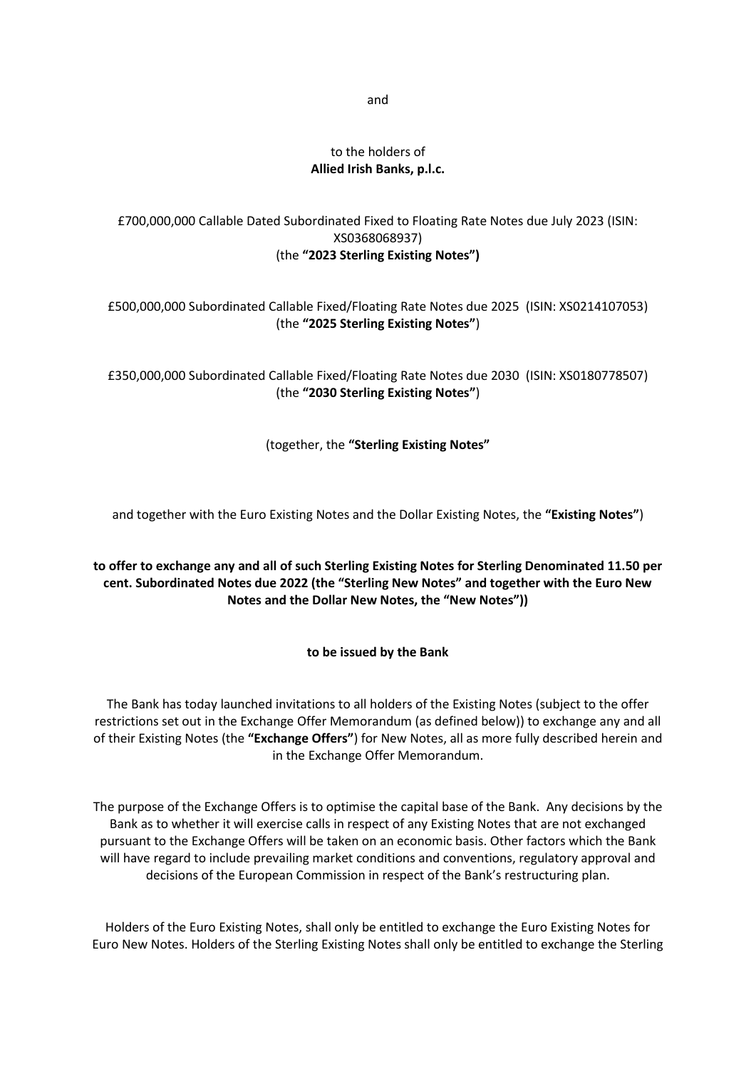and

to the holders of
**Allied Irish Banks, p.l.c.**

£700,000,000 Callable Dated Subordinated Fixed to Floating Rate Notes due July 2023 (ISIN: XS0368068937)
(the **"2023 Sterling Existing Notes")**

£500,000,000 Subordinated Callable Fixed/Floating Rate Notes due 2025 (ISIN: XS0214107053)
(the **"2025 Sterling Existing Notes"**)

£350,000,000 Subordinated Callable Fixed/Floating Rate Notes due 2030 (ISIN: XS0180778507)
(the **"2030 Sterling Existing Notes"**)

(together, the **"Sterling Existing Notes"**

and together with the Euro Existing Notes and the Dollar Existing Notes, the **"Existing Notes"**)

**to offer to exchange any and all of such Sterling Existing Notes for Sterling Denominated 11.50 per cent. Subordinated Notes due 2022 (the "Sterling New Notes" and together with the Euro New Notes and the Dollar New Notes, the "New Notes"))**

**to be issued by the Bank**

The Bank has today launched invitations to all holders of the Existing Notes (subject to the offer restrictions set out in the Exchange Offer Memorandum (as defined below)) to exchange any and all of their Existing Notes (the **"Exchange Offers"**) for New Notes, all as more fully described herein and in the Exchange Offer Memorandum.

The purpose of the Exchange Offers is to optimise the capital base of the Bank. Any decisions by the Bank as to whether it will exercise calls in respect of any Existing Notes that are not exchanged pursuant to the Exchange Offers will be taken on an economic basis. Other factors which the Bank will have regard to include prevailing market conditions and conventions, regulatory approval and decisions of the European Commission in respect of the Bank's restructuring plan.

Holders of the Euro Existing Notes, shall only be entitled to exchange the Euro Existing Notes for Euro New Notes. Holders of the Sterling Existing Notes shall only be entitled to exchange the Sterling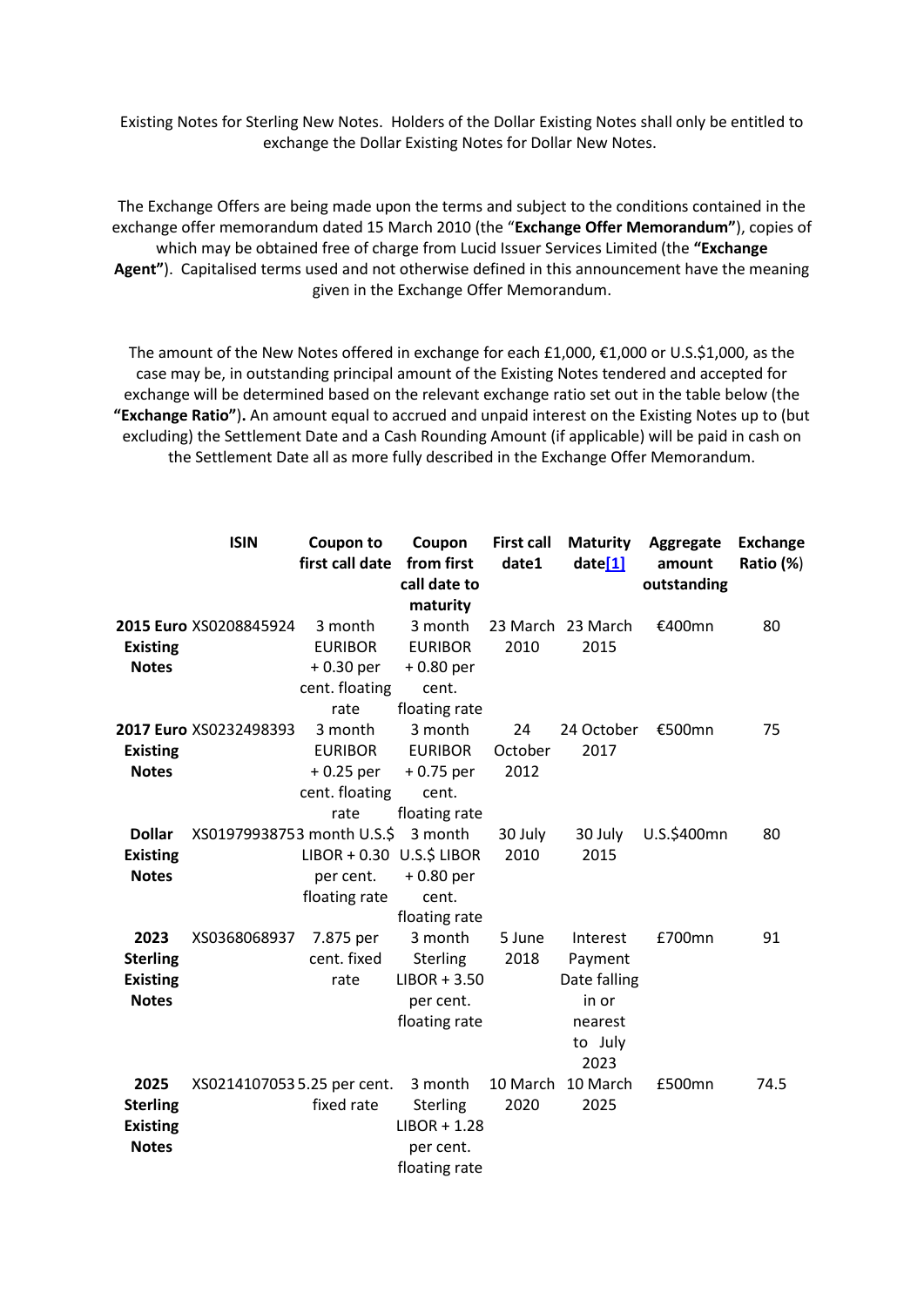Existing Notes for Sterling New Notes. Holders of the Dollar Existing Notes shall only be entitled to exchange the Dollar Existing Notes for Dollar New Notes.

The Exchange Offers are being made upon the terms and subject to the conditions contained in the exchange offer memorandum dated 15 March 2010 (the "**Exchange Offer Memorandum"**), copies of which may be obtained free of charge from Lucid Issuer Services Limited (the **"Exchange Agent"**). Capitalised terms used and not otherwise defined in this announcement have the meaning given in the Exchange Offer Memorandum.

The amount of the New Notes offered in exchange for each £1,000, €1,000 or U.S.$1,000, as the case may be, in outstanding principal amount of the Existing Notes tendered and accepted for exchange will be determined based on the relevant exchange ratio set out in the table below (the **"Exchange Ratio")**. An amount equal to accrued and unpaid interest on the Existing Notes up to (but excluding) the Settlement Date and a Cash Rounding Amount (if applicable) will be paid in cash on the Settlement Date all as more fully described in the Exchange Offer Memorandum.

| | ISIN | Coupon to first call date | Coupon from first call date to maturity | First call date1 | Maturity date[1] | Aggregate amount outstanding | Exchange Ratio (%) |
|---|---|---|---|---|---|---|---|
| **2015 Euro Existing Notes** | XS0208845924 | 3 month EURIBOR + 0.30 per cent. floating rate | 3 month EURIBOR + 0.80 per cent. floating rate | 23 March 2010 | 23 March 2015 | €400mn | 80 |
| **2017 Euro Existing Notes** | XS0232498393 | 3 month EURIBOR + 0.25 per cent. floating rate | 3 month EURIBOR + 0.75 per cent. floating rate | 24 October 2012 | 24 October 2017 | €500mn | 75 |
| **Dollar Existing Notes** | XS0197993875 | 3 month U.S.$ LIBOR + 0.30 per cent. floating rate | 3 month U.S.$ LIBOR + 0.80 per cent. floating rate | 30 July 2010 | 30 July 2015 | U.S.$400mn | 80 |
| **2023 Sterling Existing Notes** | XS0368068937 | 7.875 per cent. fixed rate | 3 month Sterling LIBOR + 3.50 per cent. floating rate | 5 June 2018 | Interest Payment Date falling in or nearest to July 2023 | £700mn | 91 |
| **2025 Sterling Existing Notes** | XS0214107053 | 5.25 per cent. fixed rate | 3 month Sterling LIBOR + 1.28 per cent. floating rate | 10 March 2020 | 10 March 2025 | £500mn | 74.5 |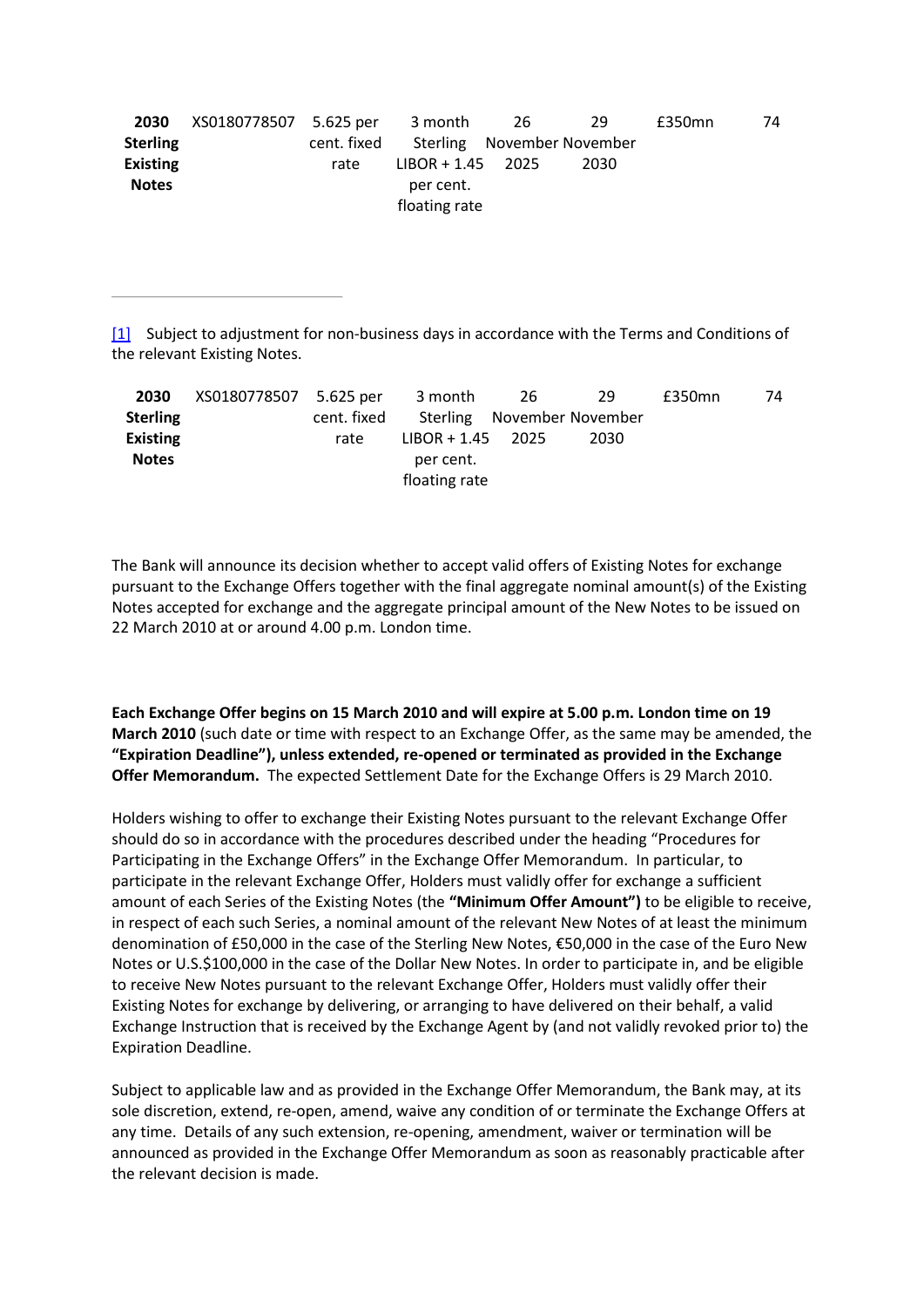| | | | | | | | |
|---|---|---|---|---|---|---|---|
| **2030 Sterling Existing Notes** | XS0180778507 | 5.625 per cent. fixed rate | 3 month Sterling LIBOR + 1.45 per cent. floating rate | 26 November 2025 | 29 November 2030 | £350mn | 74 |

[1] Subject to adjustment for non-business days in accordance with the Terms and Conditions of the relevant Existing Notes.

| | | | | | | | |
|---|---|---|---|---|---|---|---|
| **2030 Sterling Existing Notes** | XS0180778507 | 5.625 per cent. fixed rate | 3 month Sterling LIBOR + 1.45 per cent. floating rate | 26 November 2025 | 29 November 2030 | £350mn | 74 |

The Bank will announce its decision whether to accept valid offers of Existing Notes for exchange pursuant to the Exchange Offers together with the final aggregate nominal amount(s) of the Existing Notes accepted for exchange and the aggregate principal amount of the New Notes to be issued on 22 March 2010 at or around 4.00 p.m. London time.

**Each Exchange Offer begins on 15 March 2010 and will expire at 5.00 p.m. London time on 19 March 2010** (such date or time with respect to an Exchange Offer, as the same may be amended, the **"Expiration Deadline"), unless extended, re-opened or terminated as provided in the Exchange Offer Memorandum.** The expected Settlement Date for the Exchange Offers is 29 March 2010.

Holders wishing to offer to exchange their Existing Notes pursuant to the relevant Exchange Offer should do so in accordance with the procedures described under the heading "Procedures for Participating in the Exchange Offers" in the Exchange Offer Memorandum. In particular, to participate in the relevant Exchange Offer, Holders must validly offer for exchange a sufficient amount of each Series of the Existing Notes (the **"Minimum Offer Amount")** to be eligible to receive, in respect of each such Series, a nominal amount of the relevant New Notes of at least the minimum denomination of £50,000 in the case of the Sterling New Notes, €50,000 in the case of the Euro New Notes or U.S.$100,000 in the case of the Dollar New Notes. In order to participate in, and be eligible to receive New Notes pursuant to the relevant Exchange Offer, Holders must validly offer their Existing Notes for exchange by delivering, or arranging to have delivered on their behalf, a valid Exchange Instruction that is received by the Exchange Agent by (and not validly revoked prior to) the Expiration Deadline.

Subject to applicable law and as provided in the Exchange Offer Memorandum, the Bank may, at its sole discretion, extend, re-open, amend, waive any condition of or terminate the Exchange Offers at any time. Details of any such extension, re-opening, amendment, waiver or termination will be announced as provided in the Exchange Offer Memorandum as soon as reasonably practicable after the relevant decision is made.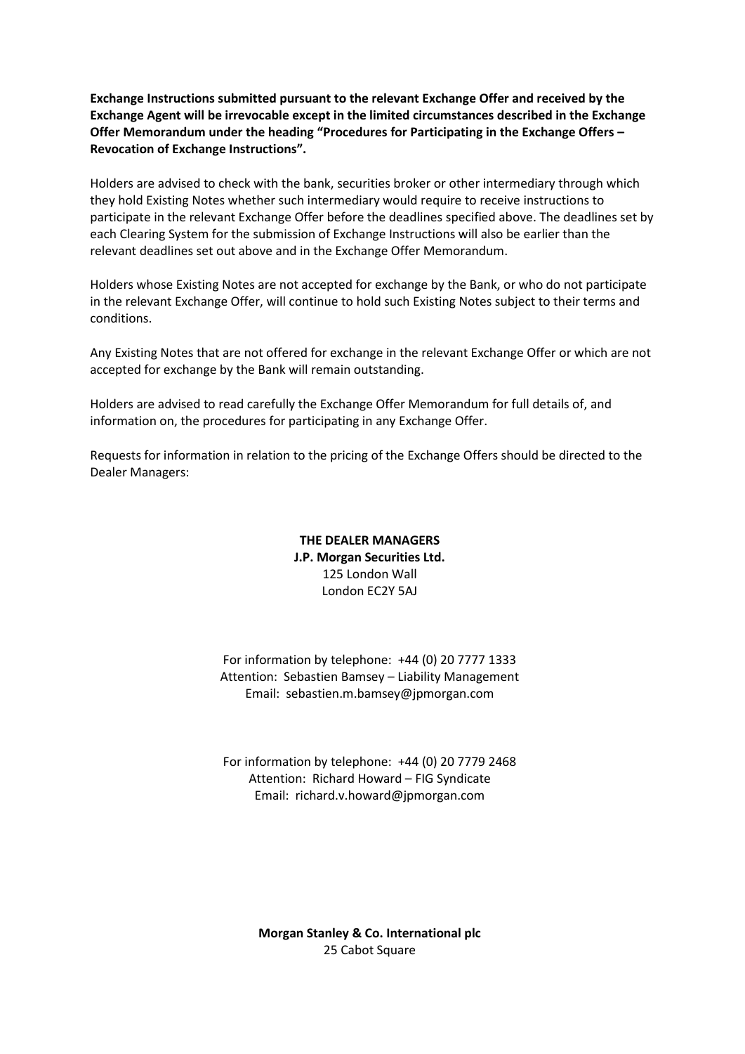**Exchange Instructions submitted pursuant to the relevant Exchange Offer and received by the Exchange Agent will be irrevocable except in the limited circumstances described in the Exchange Offer Memorandum under the heading "Procedures for Participating in the Exchange Offers – Revocation of Exchange Instructions".**

Holders are advised to check with the bank, securities broker or other intermediary through which they hold Existing Notes whether such intermediary would require to receive instructions to participate in the relevant Exchange Offer before the deadlines specified above. The deadlines set by each Clearing System for the submission of Exchange Instructions will also be earlier than the relevant deadlines set out above and in the Exchange Offer Memorandum.

Holders whose Existing Notes are not accepted for exchange by the Bank, or who do not participate in the relevant Exchange Offer, will continue to hold such Existing Notes subject to their terms and conditions.

Any Existing Notes that are not offered for exchange in the relevant Exchange Offer or which are not accepted for exchange by the Bank will remain outstanding.

Holders are advised to read carefully the Exchange Offer Memorandum for full details of, and information on, the procedures for participating in any Exchange Offer.

Requests for information in relation to the pricing of the Exchange Offers should be directed to the Dealer Managers:

**THE DEALER MANAGERS**
**J.P. Morgan Securities Ltd.**
125 London Wall
London EC2Y 5AJ

For information by telephone: +44 (0) 20 7777 1333
Attention: Sebastien Bamsey – Liability Management
Email: sebastien.m.bamsey@jpmorgan.com

For information by telephone: +44 (0) 20 7779 2468
Attention: Richard Howard – FIG Syndicate
Email: richard.v.howard@jpmorgan.com

**Morgan Stanley & Co. International plc**
25 Cabot Square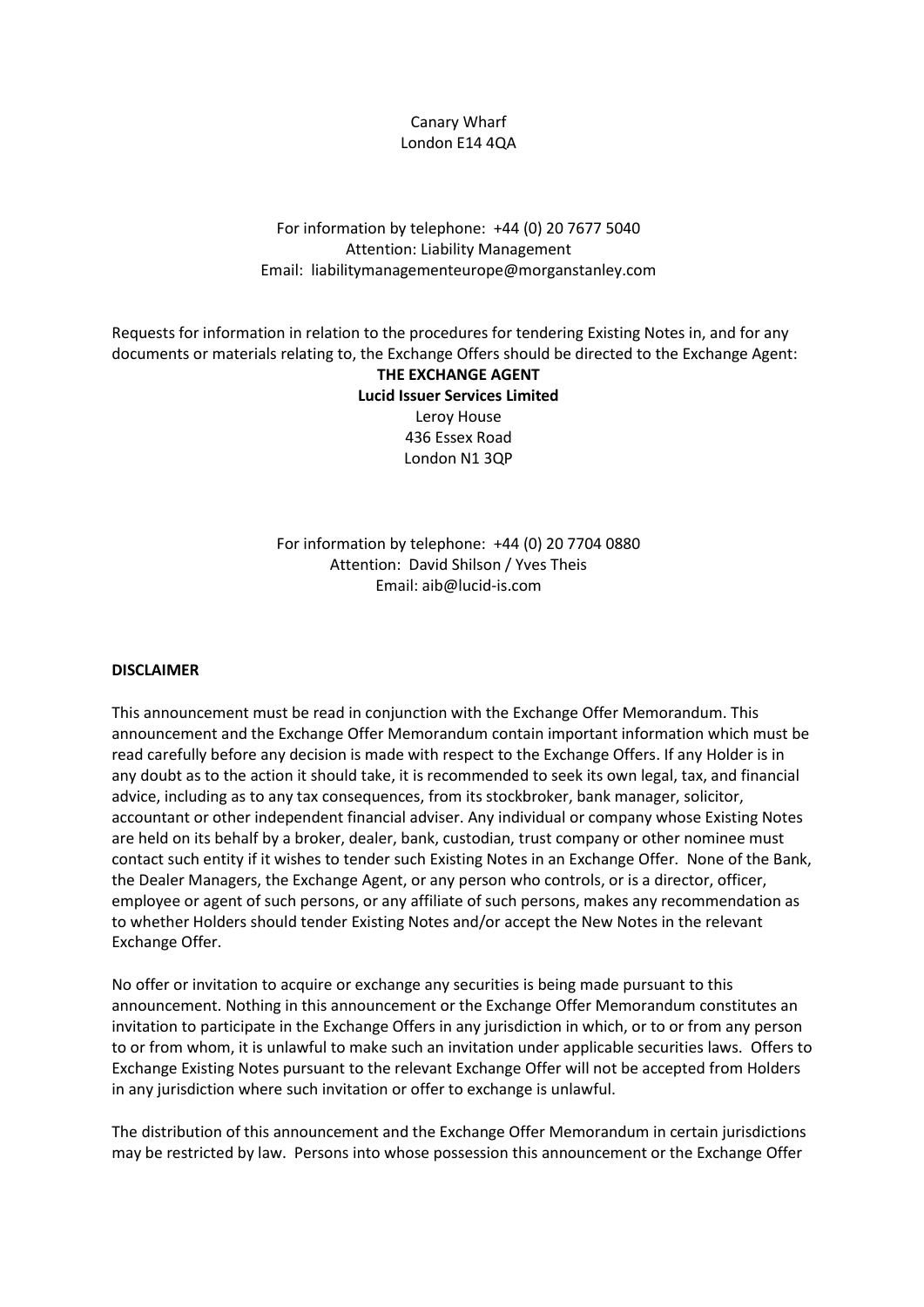Canary Wharf
London E14 4QA

For information by telephone: +44 (0) 20 7677 5040
Attention: Liability Management
Email: liabilitymanagementeurope@morganstanley.com

Requests for information in relation to the procedures for tendering Existing Notes in, and for any documents or materials relating to, the Exchange Offers should be directed to the Exchange Agent:

**THE EXCHANGE AGENT**
**Lucid Issuer Services Limited**
Leroy House
436 Essex Road
London N1 3QP

For information by telephone: +44 (0) 20 7704 0880
Attention: David Shilson / Yves Theis
Email: aib@lucid-is.com

**DISCLAIMER**

This announcement must be read in conjunction with the Exchange Offer Memorandum. This announcement and the Exchange Offer Memorandum contain important information which must be read carefully before any decision is made with respect to the Exchange Offers. If any Holder is in any doubt as to the action it should take, it is recommended to seek its own legal, tax, and financial advice, including as to any tax consequences, from its stockbroker, bank manager, solicitor, accountant or other independent financial adviser. Any individual or company whose Existing Notes are held on its behalf by a broker, dealer, bank, custodian, trust company or other nominee must contact such entity if it wishes to tender such Existing Notes in an Exchange Offer. None of the Bank, the Dealer Managers, the Exchange Agent, or any person who controls, or is a director, officer, employee or agent of such persons, or any affiliate of such persons, makes any recommendation as to whether Holders should tender Existing Notes and/or accept the New Notes in the relevant Exchange Offer.

No offer or invitation to acquire or exchange any securities is being made pursuant to this announcement. Nothing in this announcement or the Exchange Offer Memorandum constitutes an invitation to participate in the Exchange Offers in any jurisdiction in which, or to or from any person to or from whom, it is unlawful to make such an invitation under applicable securities laws. Offers to Exchange Existing Notes pursuant to the relevant Exchange Offer will not be accepted from Holders in any jurisdiction where such invitation or offer to exchange is unlawful.

The distribution of this announcement and the Exchange Offer Memorandum in certain jurisdictions may be restricted by law. Persons into whose possession this announcement or the Exchange Offer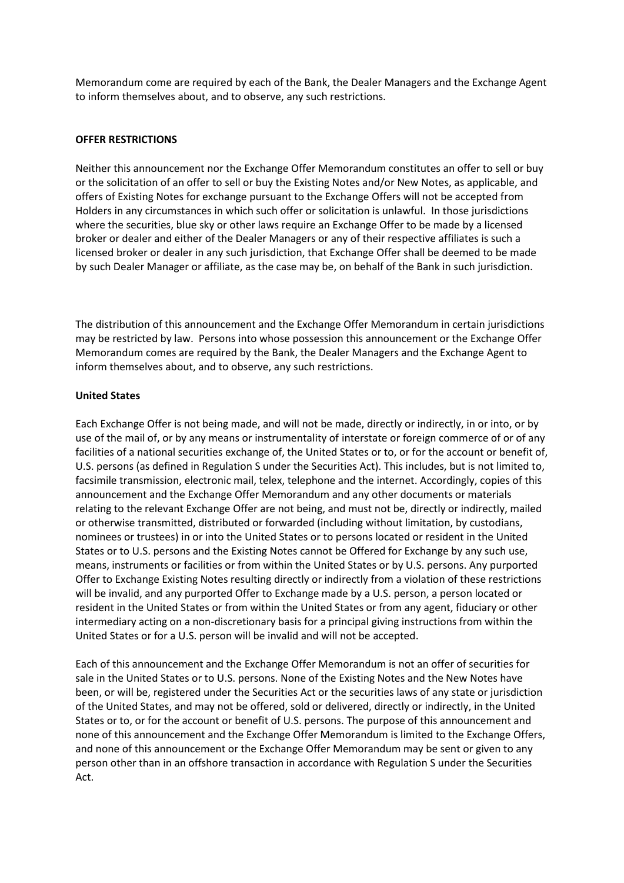Memorandum come are required by each of the Bank, the Dealer Managers and the Exchange Agent to inform themselves about, and to observe, any such restrictions.

**OFFER RESTRICTIONS**

Neither this announcement nor the Exchange Offer Memorandum constitutes an offer to sell or buy or the solicitation of an offer to sell or buy the Existing Notes and/or New Notes, as applicable, and offers of Existing Notes for exchange pursuant to the Exchange Offers will not be accepted from Holders in any circumstances in which such offer or solicitation is unlawful. In those jurisdictions where the securities, blue sky or other laws require an Exchange Offer to be made by a licensed broker or dealer and either of the Dealer Managers or any of their respective affiliates is such a licensed broker or dealer in any such jurisdiction, that Exchange Offer shall be deemed to be made by such Dealer Manager or affiliate, as the case may be, on behalf of the Bank in such jurisdiction.

The distribution of this announcement and the Exchange Offer Memorandum in certain jurisdictions may be restricted by law. Persons into whose possession this announcement or the Exchange Offer Memorandum comes are required by the Bank, the Dealer Managers and the Exchange Agent to inform themselves about, and to observe, any such restrictions.

**United States**

Each Exchange Offer is not being made, and will not be made, directly or indirectly, in or into, or by use of the mail of, or by any means or instrumentality of interstate or foreign commerce of or of any facilities of a national securities exchange of, the United States or to, or for the account or benefit of, U.S. persons (as defined in Regulation S under the Securities Act). This includes, but is not limited to, facsimile transmission, electronic mail, telex, telephone and the internet. Accordingly, copies of this announcement and the Exchange Offer Memorandum and any other documents or materials relating to the relevant Exchange Offer are not being, and must not be, directly or indirectly, mailed or otherwise transmitted, distributed or forwarded (including without limitation, by custodians, nominees or trustees) in or into the United States or to persons located or resident in the United States or to U.S. persons and the Existing Notes cannot be Offered for Exchange by any such use, means, instruments or facilities or from within the United States or by U.S. persons. Any purported Offer to Exchange Existing Notes resulting directly or indirectly from a violation of these restrictions will be invalid, and any purported Offer to Exchange made by a U.S. person, a person located or resident in the United States or from within the United States or from any agent, fiduciary or other intermediary acting on a non-discretionary basis for a principal giving instructions from within the United States or for a U.S. person will be invalid and will not be accepted.

Each of this announcement and the Exchange Offer Memorandum is not an offer of securities for sale in the United States or to U.S. persons. None of the Existing Notes and the New Notes have been, or will be, registered under the Securities Act or the securities laws of any state or jurisdiction of the United States, and may not be offered, sold or delivered, directly or indirectly, in the United States or to, or for the account or benefit of U.S. persons. The purpose of this announcement and none of this announcement and the Exchange Offer Memorandum is limited to the Exchange Offers, and none of this announcement or the Exchange Offer Memorandum may be sent or given to any person other than in an offshore transaction in accordance with Regulation S under the Securities Act.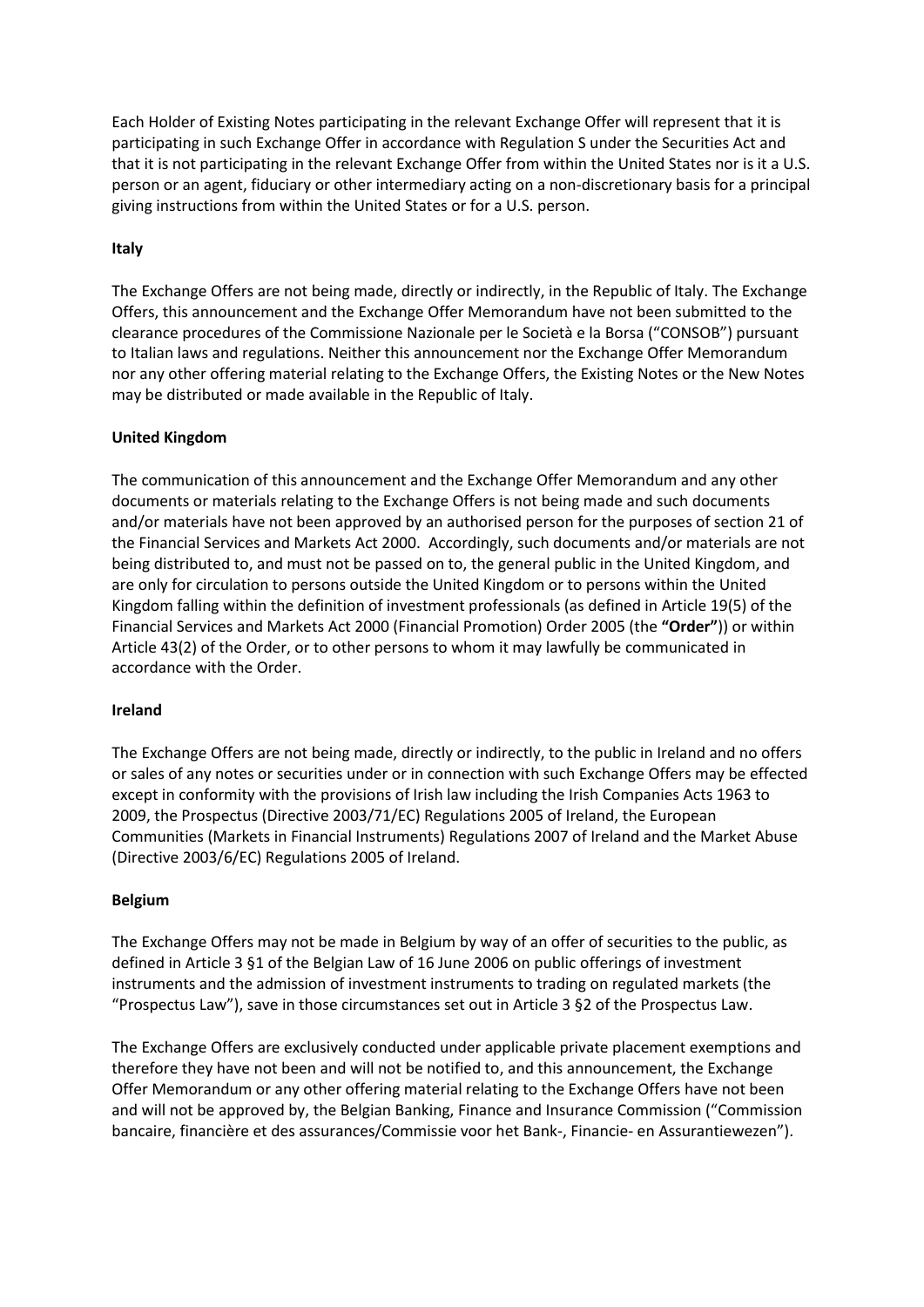Each Holder of Existing Notes participating in the relevant Exchange Offer will represent that it is participating in such Exchange Offer in accordance with Regulation S under the Securities Act and that it is not participating in the relevant Exchange Offer from within the United States nor is it a U.S. person or an agent, fiduciary or other intermediary acting on a non-discretionary basis for a principal giving instructions from within the United States or for a U.S. person.

**Italy**

The Exchange Offers are not being made, directly or indirectly, in the Republic of Italy. The Exchange Offers, this announcement and the Exchange Offer Memorandum have not been submitted to the clearance procedures of the Commissione Nazionale per le Società e la Borsa ("CONSOB") pursuant to Italian laws and regulations. Neither this announcement nor the Exchange Offer Memorandum nor any other offering material relating to the Exchange Offers, the Existing Notes or the New Notes may be distributed or made available in the Republic of Italy.

**United Kingdom**

The communication of this announcement and the Exchange Offer Memorandum and any other documents or materials relating to the Exchange Offers is not being made and such documents and/or materials have not been approved by an authorised person for the purposes of section 21 of the Financial Services and Markets Act 2000. Accordingly, such documents and/or materials are not being distributed to, and must not be passed on to, the general public in the United Kingdom, and are only for circulation to persons outside the United Kingdom or to persons within the United Kingdom falling within the definition of investment professionals (as defined in Article 19(5) of the Financial Services and Markets Act 2000 (Financial Promotion) Order 2005 (the **"Order"**)) or within Article 43(2) of the Order, or to other persons to whom it may lawfully be communicated in accordance with the Order.

**Ireland**

The Exchange Offers are not being made, directly or indirectly, to the public in Ireland and no offers or sales of any notes or securities under or in connection with such Exchange Offers may be effected except in conformity with the provisions of Irish law including the Irish Companies Acts 1963 to 2009, the Prospectus (Directive 2003/71/EC) Regulations 2005 of Ireland, the European Communities (Markets in Financial Instruments) Regulations 2007 of Ireland and the Market Abuse (Directive 2003/6/EC) Regulations 2005 of Ireland.

**Belgium**

The Exchange Offers may not be made in Belgium by way of an offer of securities to the public, as defined in Article 3 §1 of the Belgian Law of 16 June 2006 on public offerings of investment instruments and the admission of investment instruments to trading on regulated markets (the "Prospectus Law"), save in those circumstances set out in Article 3 §2 of the Prospectus Law.

The Exchange Offers are exclusively conducted under applicable private placement exemptions and therefore they have not been and will not be notified to, and this announcement, the Exchange Offer Memorandum or any other offering material relating to the Exchange Offers have not been and will not be approved by, the Belgian Banking, Finance and Insurance Commission ("Commission bancaire, financière et des assurances/Commissie voor het Bank-, Financie- en Assurantiewezen").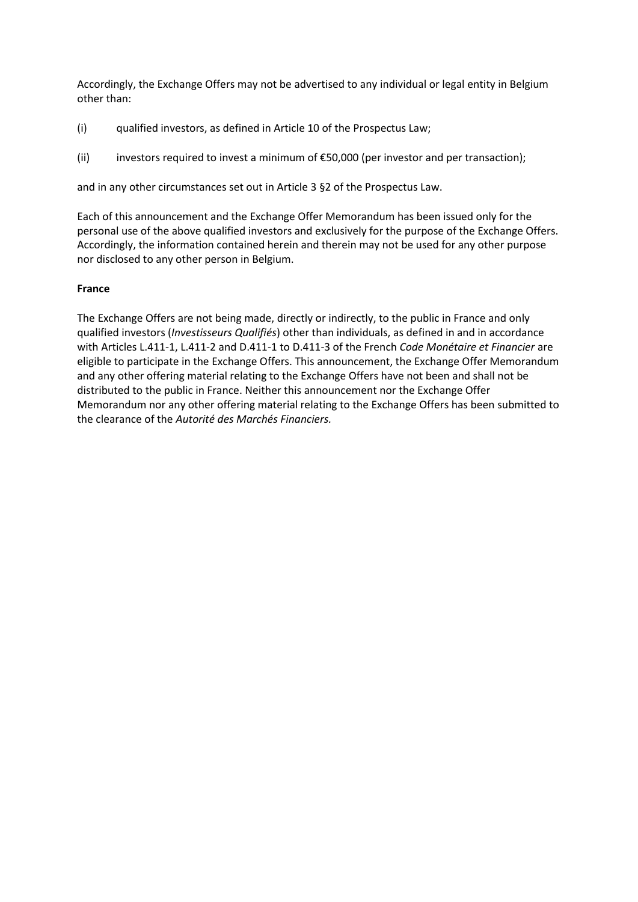Accordingly, the Exchange Offers may not be advertised to any individual or legal entity in Belgium other than:

(i) qualified investors, as defined in Article 10 of the Prospectus Law;

(ii) investors required to invest a minimum of €50,000 (per investor and per transaction);

and in any other circumstances set out in Article 3 §2 of the Prospectus Law.

Each of this announcement and the Exchange Offer Memorandum has been issued only for the personal use of the above qualified investors and exclusively for the purpose of the Exchange Offers. Accordingly, the information contained herein and therein may not be used for any other purpose nor disclosed to any other person in Belgium.

**France**

The Exchange Offers are not being made, directly or indirectly, to the public in France and only qualified investors (*Investisseurs Qualifiés*) other than individuals, as defined in and in accordance with Articles L.411-1, L.411-2 and D.411-1 to D.411-3 of the French *Code Monétaire et Financier* are eligible to participate in the Exchange Offers. This announcement, the Exchange Offer Memorandum and any other offering material relating to the Exchange Offers have not been and shall not be distributed to the public in France. Neither this announcement nor the Exchange Offer Memorandum nor any other offering material relating to the Exchange Offers has been submitted to the clearance of the *Autorité des Marchés Financiers.*